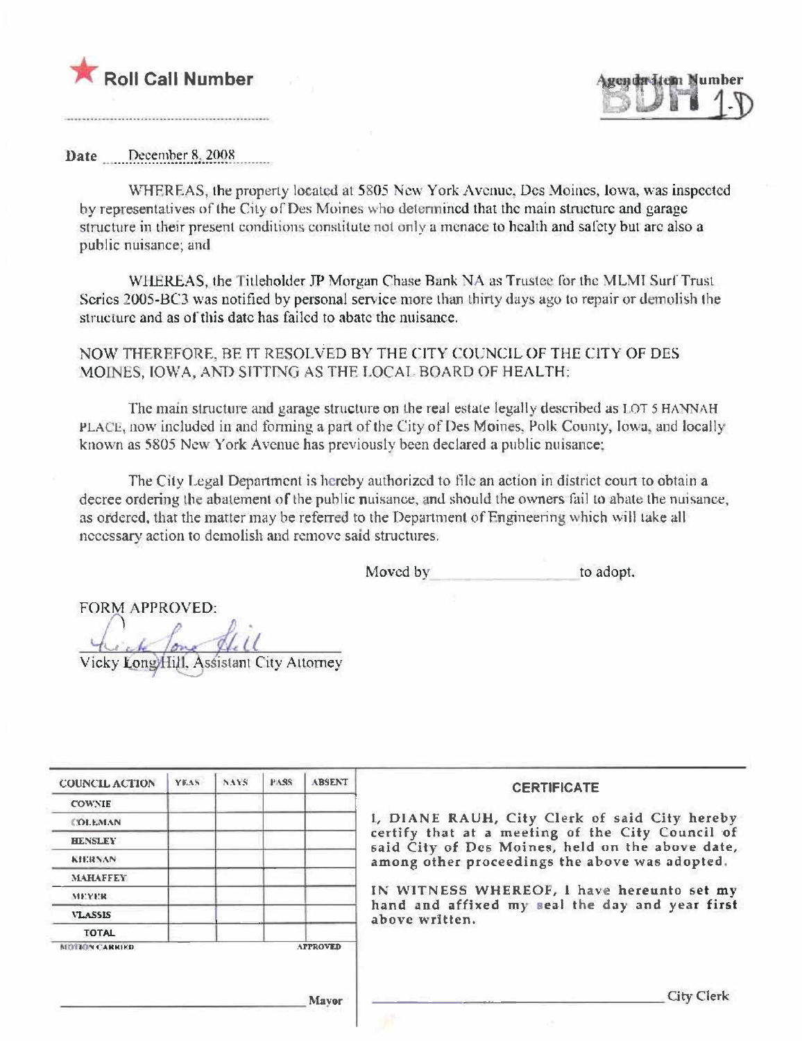**Roll Call Number**

Agenda Item Number
BDH 1-D

Date December 8, 2008

WHEREAS, the property located at 5805 New York Avenue, Des Moines, Iowa, was inspected by representatives of the City of Des Moines who determined that the main structure and garage structure in their present conditions constitute not only a menace to health and safety but are also a public nuisance; and

WHEREAS, the Titleholder JP Morgan Chase Bank NA as Trustee for the MLMI Surf Trust Series 2005-BC3 was notified by personal service more than thirty days ago to repair or demolish the structure and as of this date has failed to abate the nuisance.

NOW THEREFORE, BE IT RESOLVED BY THE CITY COUNCIL OF THE CITY OF DES MOINES, IOWA, AND SITTING AS THE LOCAL BOARD OF HEALTH:

The main structure and garage structure on the real estate legally described as LOT 5 HANNAH PLACE, now included in and forming a part of the City of Des Moines, Polk County, Iowa, and locally known as 5805 New York Avenue has previously been declared a public nuisance;

The City Legal Department is hereby authorized to file an action in district court to obtain a decree ordering the abatement of the public nuisance, and should the owners fail to abate the nuisance, as ordered, that the matter may be referred to the Department of Engineering which will take all necessary action to demolish and remove said structures.

Moved by \_\_\_\_\_\_\_\_\_\_\_\_\_\_\_\_ to adopt.

FORM APPROVED:

Vicky Long Hill, Assistant City Attorney

| COUNCIL ACTION | YEAS | NAYS | PASS | ABSENT |
|---|---|---|---|---|
| COWNIE | | | | |
| COLEMAN | | | | |
| HENSLEY | | | | |
| KIERNAN | | | | |
| MAHAFFEY | | | | |
| MEYER | | | | |
| VLASSIS | | | | |
| TOTAL | | | | |

MOTION CARRIED APPROVED

\_\_\_\_\_\_\_\_\_\_\_\_\_\_\_\_\_\_\_\_ Mayor

**CERTIFICATE**

I, DIANE RAUH, City Clerk of said City hereby certify that at a meeting of the City Council of said City of Des Moines, held on the above date, among other proceedings the above was adopted.

IN WITNESS WHEREOF, I have hereunto set my hand and affixed my seal the day and year first above written.

\_\_\_\_\_\_\_\_\_\_\_\_\_\_\_\_\_\_\_\_ City Clerk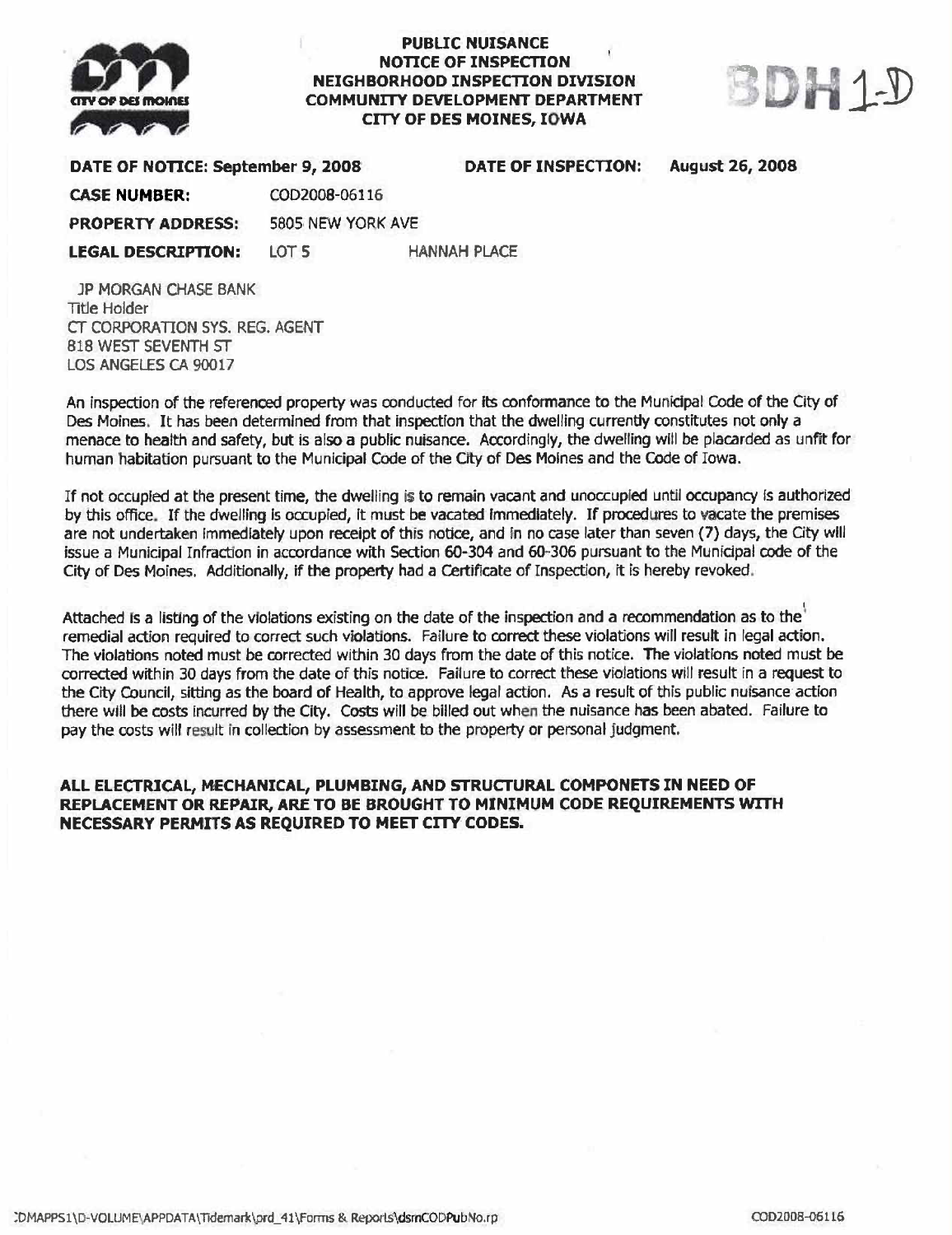# PUBLIC NUISANCE
# NOTICE OF INSPECTION
## NEIGHBORHOOD INSPECTION DIVISION
## COMMUNITY DEVELOPMENT DEPARTMENT
## CITY OF DES MOINES, IOWA

BDH 1-D

**DATE OF NOTICE: September 9, 2008** **DATE OF INSPECTION: August 26, 2008**

**CASE NUMBER:** COD2008-06116

**PROPERTY ADDRESS:** 5805 NEW YORK AVE

**LEGAL DESCRIPTION:** LOT 5 HANNAH PLACE

JP MORGAN CHASE BANK
Title Holder
CT CORPORATION SYS. REG. AGENT
818 WEST SEVENTH ST
LOS ANGELES CA 90017

An inspection of the referenced property was conducted for its conformance to the Municipal Code of the City of Des Moines. It has been determined from that inspection that the dwelling currently constitutes not only a menace to health and safety, but is also a public nuisance. Accordingly, the dwelling will be placarded as unfit for human habitation pursuant to the Municipal Code of the City of Des Moines and the Code of Iowa.

If not occupied at the present time, the dwelling is to remain vacant and unoccupied until occupancy is authorized by this office. If the dwelling is occupied, it must be vacated immediately. If procedures to vacate the premises are not undertaken immediately upon receipt of this notice, and in no case later than seven (7) days, the City will issue a Municipal Infraction in accordance with Section 60-304 and 60-306 pursuant to the Municipal code of the City of Des Moines. Additionally, if the property had a Certificate of Inspection, it is hereby revoked.

Attached is a listing of the violations existing on the date of the inspection and a recommendation as to the remedial action required to correct such violations. Failure to correct these violations will result in legal action. The violations noted must be corrected within 30 days from the date of this notice. The violations noted must be corrected within 30 days from the date of this notice. Failure to correct these violations will result in a request to the City Council, sitting as the board of Health, to approve legal action. As a result of this public nuisance action there will be costs incurred by the City. Costs will be billed out when the nuisance has been abated. Failure to pay the costs will result in collection by assessment to the property or personal judgment.

**ALL ELECTRICAL, MECHANICAL, PLUMBING, AND STRUCTURAL COMPONETS IN NEED OF REPLACEMENT OR REPAIR, ARE TO BE BROUGHT TO MINIMUM CODE REQUIREMENTS WITH NECESSARY PERMITS AS REQUIRED TO MEET CITY CODES.**

:DMAPPS1\D-VOLUME\APPDATA\Tidemark\prd_41\Forms & Reports\dsmCODPubNo.rp COD2008-06116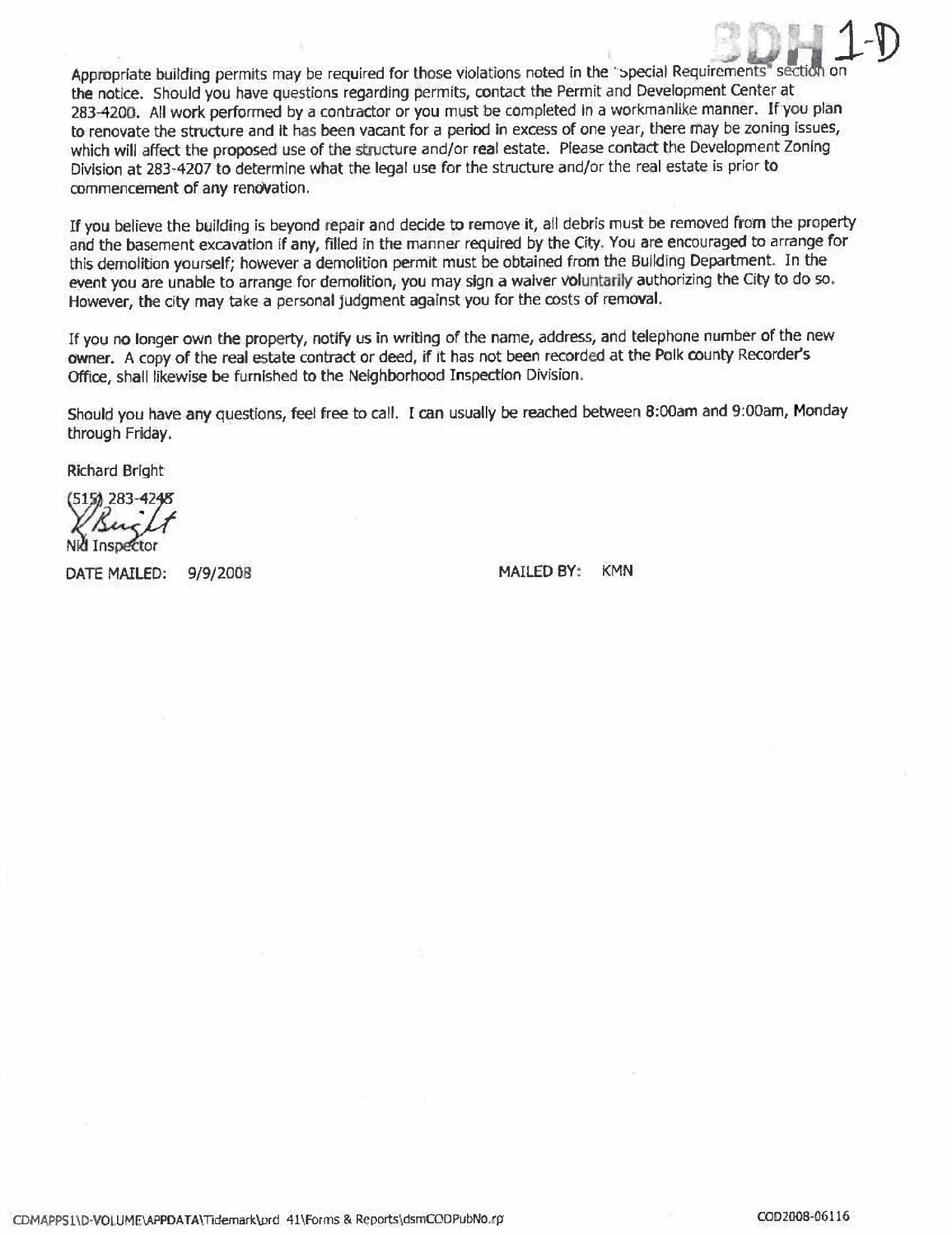BDH 1-D

Appropriate building permits may be required for those violations noted in the "Special Requirements" section on the notice. Should you have questions regarding permits, contact the Permit and Development Center at 283-4200. All work performed by a contractor or you must be completed in a workmanlike manner. If you plan to renovate the structure and it has been vacant for a period in excess of one year, there may be zoning issues, which will affect the proposed use of the structure and/or real estate. Please contact the Development Zoning Division at 283-4207 to determine what the legal use for the structure and/or the real estate is prior to commencement of any renovation.

If you believe the building is beyond repair and decide to remove it, all debris must be removed from the property and the basement excavation if any, filled in the manner required by the City. You are encouraged to arrange for this demolition yourself; however a demolition permit must be obtained from the Building Department. In the event you are unable to arrange for demolition, you may sign a waiver voluntarily authorizing the City to do so. However, the city may take a personal judgment against you for the costs of removal.

If you no longer own the property, notify us in writing of the name, address, and telephone number of the new owner. A copy of the real estate contract or deed, if it has not been recorded at the Polk county Recorder's Office, shall likewise be furnished to the Neighborhood Inspection Division.

Should you have any questions, feel free to call. I can usually be reached between 8:00am and 9:00am, Monday through Friday.

Richard Bright

(515) 283-4248

R Bright

Nkl Inspector

DATE MAILED: 9/9/2008

MAILED BY: KMN

CDMAPPS1\D-VOLUME\APPDATA\Tidemark\prd 41\Forms & Reports\dsmCODPubNo.rp

COD2008-06116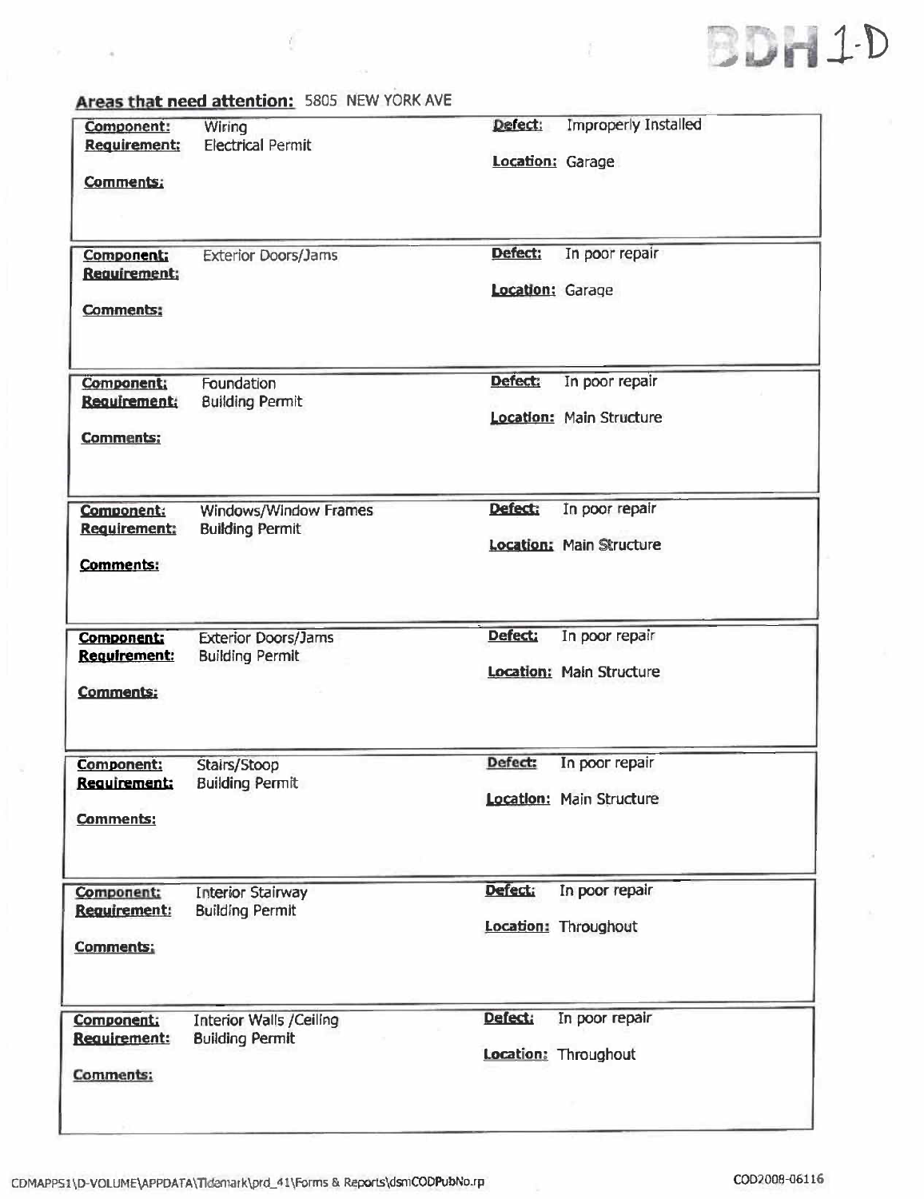BDH 1-D

## Areas that need attention: 5805 NEW YORK AVE

**Component:** Wiring
**Requirement:** Electrical Permit
**Defect:** Improperly Installed
**Location:** Garage
**Comments:**

---

**Component:** Exterior Doors/Jams
**Requirement:**
**Defect:** In poor repair
**Location:** Garage
**Comments:**

---

**Component:** Foundation
**Requirement:** Building Permit
**Defect:** In poor repair
**Location:** Main Structure
**Comments:**

---

**Component:** Windows/Window Frames
**Requirement:** Building Permit
**Defect:** In poor repair
**Location:** Main Structure
**Comments:**

---

**Component:** Exterior Doors/Jams
**Requirement:** Building Permit
**Defect:** In poor repair
**Location:** Main Structure
**Comments:**

---

**Component:** Stairs/Stoop
**Requirement:** Building Permit
**Defect:** In poor repair
**Location:** Main Structure
**Comments:**

---

**Component:** Interior Stairway
**Requirement:** Building Permit
**Defect:** In poor repair
**Location:** Throughout
**Comments:**

---

**Component:** Interior Walls /Ceiling
**Requirement:** Building Permit
**Defect:** In poor repair
**Location:** Throughout
**Comments:**

CDMAPPS1\D-VOLUME\APPDATA\Tidemark\prd_41\Forms & Reports\dsmCODPubNo.rp

COD2008-06116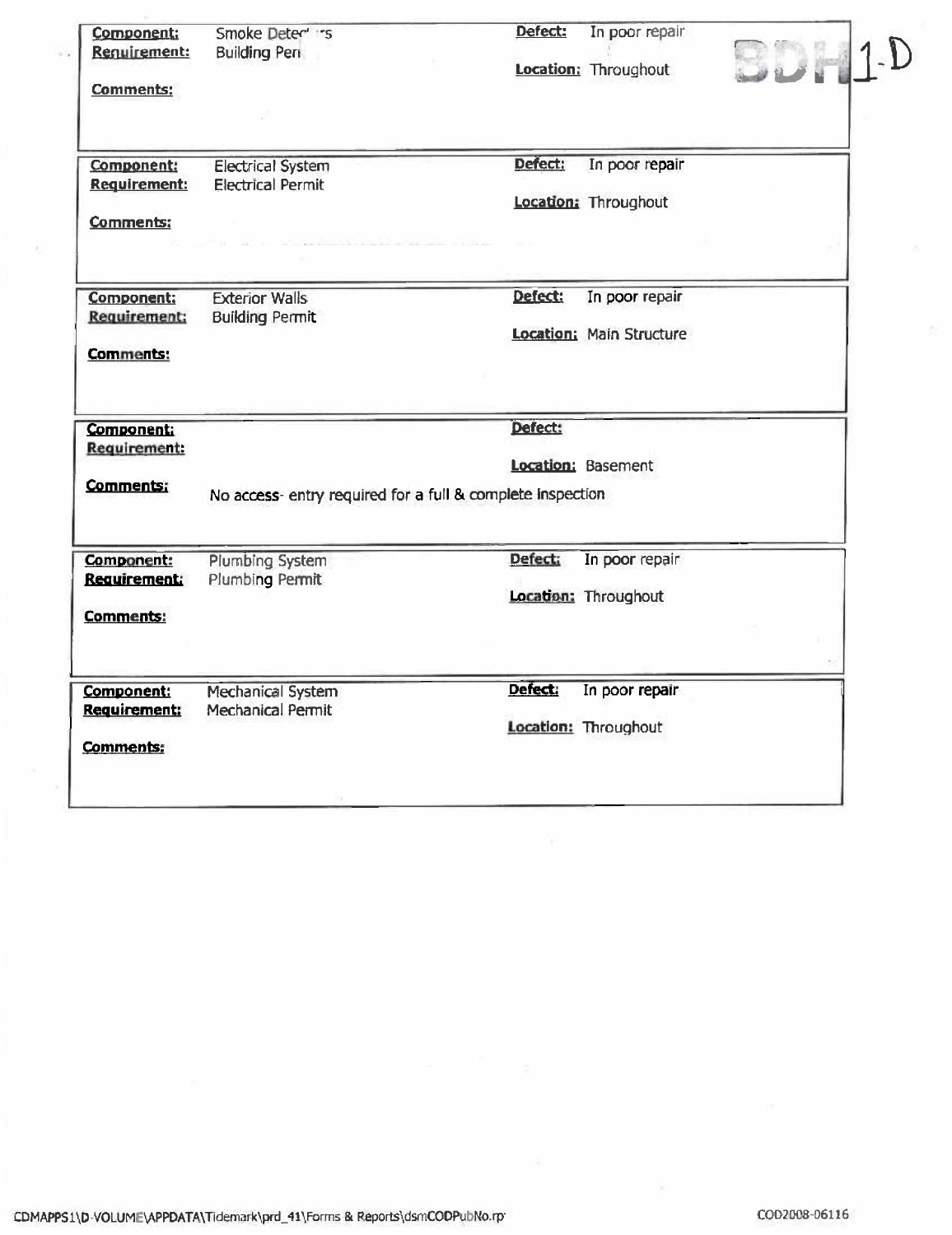BDH 1-D

| | | | |
|---|---|---|---|
| **Component:** | Smoke Detec' 's | **Defect:** | In poor repair |
| **Requirement:** | Building Per | **Location:** | Throughout |
| **Comments:** | | | |

| | | | |
|---|---|---|---|
| **Component:** | Electrical System | **Defect:** | In poor repair |
| **Requirement:** | Electrical Permit | **Location:** | Throughout |
| **Comments:** | | | |

| | | | |
|---|---|---|---|
| **Component:** | Exterior Walls | **Defect:** | In poor repair |
| **Requirement:** | Building Permit | **Location:** | Main Structure |
| **Comments:** | | | |

| | | | |
|---|---|---|---|
| **Component:** | | **Defect:** | |
| **Requirement:** | | **Location:** | Basement |
| **Comments:** | No access- entry required for a full & complete inspection | | |

| | | | |
|---|---|---|---|
| **Component:** | Plumbing System | **Defect:** | In poor repair |
| **Requirement:** | Plumbing Permit | **Location:** | Throughout |
| **Comments:** | | | |

| | | | |
|---|---|---|---|
| **Component:** | Mechanical System | **Defect:** | In poor repair |
| **Requirement:** | Mechanical Permit | **Location:** | Throughout |
| **Comments:** | | | |

CDMAPPS1\D-VOLUME\APPDATA\Tidemark\prd_41\Forms & Reports\dsmCODPubNo.rp

COD2008-06116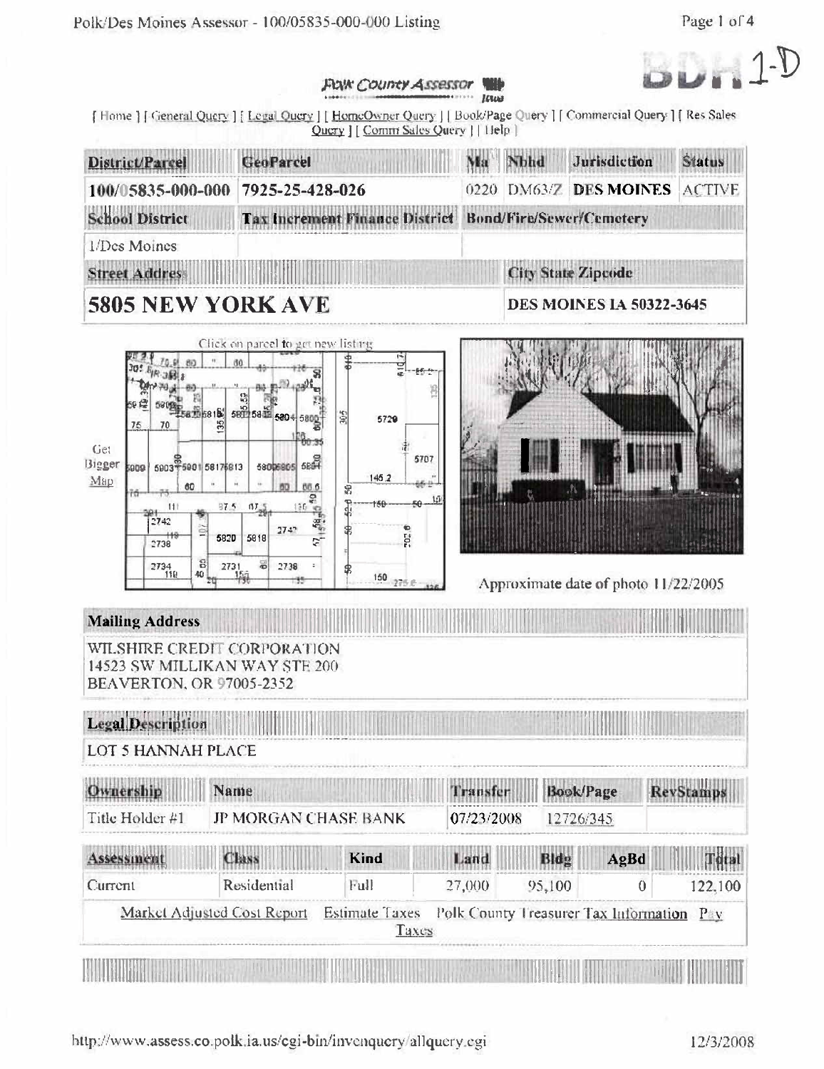BDH 1-D

*Polk County Assessor* Iowa

[ Home ] [ General Query ] [ Legal Query ] [ HomeOwner Query ] [ Book/Page Query ] [ Commercial Query ] [ Res Sales Query ] [ Comm Sales Query ] [ Help ]

| District/Parcel | GeoParcel | Map | Nbhd | Jurisdiction | Status |
|---|---|---|---|---|---|
| 100/05835-000-000 | 7925-25-428-026 | 0220 | DM63/Z | DES MOINES | ACTIVE |

| School District | Tax Increment Finance District | Bond/Fire/Sewer/Cemetery |
|---|---|---|
| 1/Des Moines | | |

| Street Address | City State Zipcode |
|---|---|
| **5805 NEW YORK AVE** | DES MOINES IA 50322-3645 |

Click on parcel to get new listing

Get Bigger Map

Approximate date of photo 11/22/2005

**Mailing Address**

WILSHIRE CREDIT CORPORATION
14523 SW MILLIKAN WAY STE 200
BEAVERTON, OR 97005-2352

**Legal Description**

LOT 5 HANNAH PLACE

| Ownership | Name | Transfer | Book/Page | RevStamps |
|---|---|---|---|---|
| Title Holder #1 | JP MORGAN CHASE BANK | 07/23/2008 | 12726/345 | |

| Assessment | Class | Kind | Land | Bldg | AgBd | Total |
|---|---|---|---|---|---|---|
| Current | Residential | Full | 27,000 | 95,100 | 0 | 122,100 |

Market Adjusted Cost Report   Estimate Taxes   Polk County Treasurer Tax Information   Pay Taxes

http://www.assess.co.polk.ia.us/cgi-bin/invenquery/allquery.cgi   12/3/2008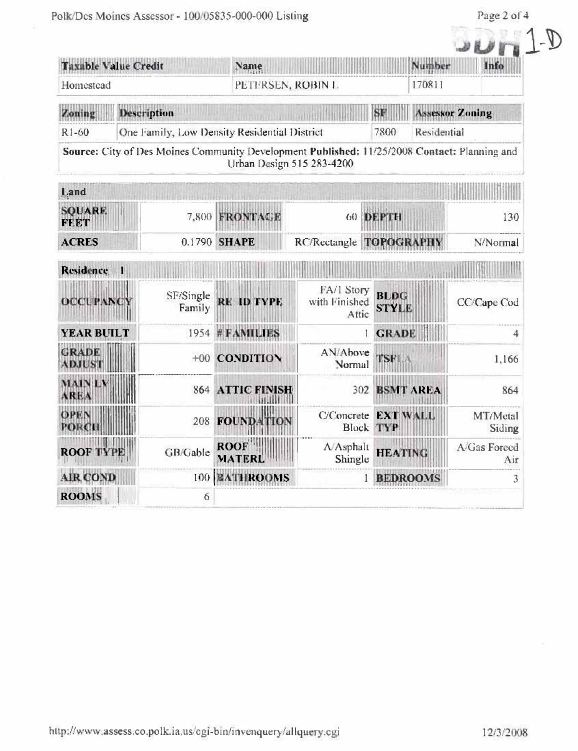BDH 1-D

| Taxable Value Credit | Name | Number | Info |
|---|---|---|---|
| Homestead | PETERSEN, ROBIN L | 170811 | |

| Zoning | Description | SF | Assessor Zoning |
|---|---|---|---|
| R1-60 | One Family, Low Density Residential District | 7800 | Residential |

**Source:** City of Des Moines Community Development **Published:** 11/25/2008 **Contact:** Planning and Urban Design 515 283-4200

| Land | | | | | |
|---|---|---|---|---|---|
| SQUARE FEET | 7,800 | FRONTAGE | 60 | DEPTH | 130 |
| ACRES | 0.1790 | SHAPE | RC/Rectangle | TOPOGRAPHY | N/Normal |

| Residence 1 | | | | | |
|---|---|---|---|---|---|
| OCCUPANCY | SF/Single Family | RES ID TYPE | FA/1 Story with Finished Attic | BLDG STYLE | CC/Cape Cod |
| YEAR BUILT | 1954 | # FAMILIES | 1 | GRADE | 4 |
| GRADE ADJUST | +00 | CONDITION | AN/Above Normal | TSFLA | 1,166 |
| MAIN LV AREA | 864 | ATTIC FINISH | 302 | BSMT AREA | 864 |
| OPEN PORCH | 208 | FOUNDATION | C/Concrete Block | EXT WALL TYP | MT/Metal Siding |
| ROOF TYPE | GB/Gable | ROOF MATERL | A/Asphalt Shingle | HEATING | A/Gas Forced Air |
| AIR COND | 100 | BATHROOMS | 1 | BEDROOMS | 3 |
| ROOMS | 6 | | | | |